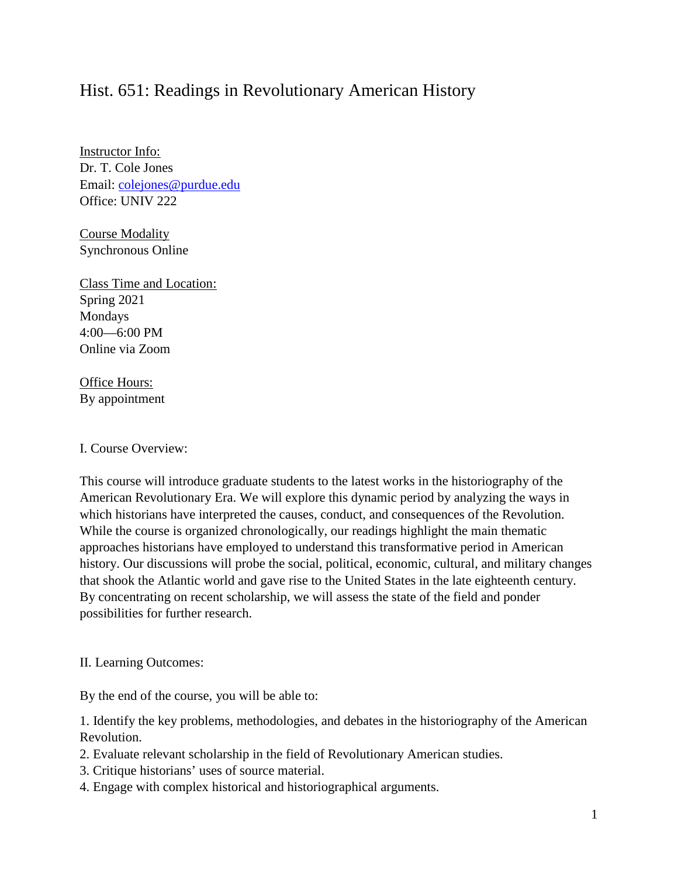# Hist. 651: Readings in Revolutionary American History

Instructor Info:
Dr. T. Cole Jones
Email: colejones@purdue.edu
Office: UNIV 222

Course Modality
Synchronous Online

Class Time and Location:
Spring 2021
Mondays
4:00—6:00 PM
Online via Zoom

Office Hours:
By appointment

## I. Course Overview:

This course will introduce graduate students to the latest works in the historiography of the American Revolutionary Era. We will explore this dynamic period by analyzing the ways in which historians have interpreted the causes, conduct, and consequences of the Revolution. While the course is organized chronologically, our readings highlight the main thematic approaches historians have employed to understand this transformative period in American history. Our discussions will probe the social, political, economic, cultural, and military changes that shook the Atlantic world and gave rise to the United States in the late eighteenth century. By concentrating on recent scholarship, we will assess the state of the field and ponder possibilities for further research.

## II. Learning Outcomes:

By the end of the course, you will be able to:

1. Identify the key problems, methodologies, and debates in the historiography of the American Revolution.
2. Evaluate relevant scholarship in the field of Revolutionary American studies.
3. Critique historians' uses of source material.
4. Engage with complex historical and historiographical arguments.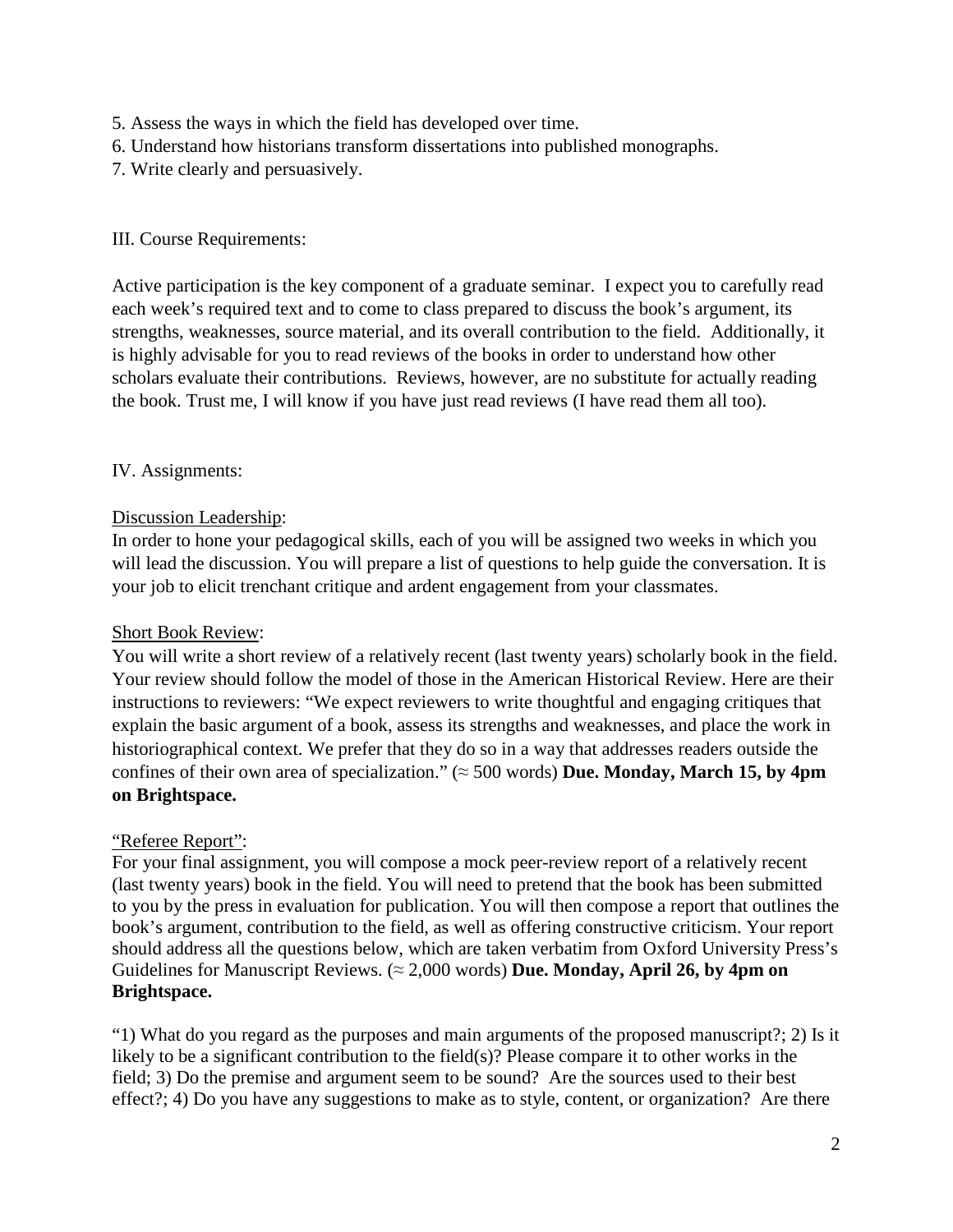5. Assess the ways in which the field has developed over time.
6. Understand how historians transform dissertations into published monographs.
7. Write clearly and persuasively.

## III. Course Requirements:

Active participation is the key component of a graduate seminar. I expect you to carefully read each week's required text and to come to class prepared to discuss the book's argument, its strengths, weaknesses, source material, and its overall contribution to the field. Additionally, it is highly advisable for you to read reviews of the books in order to understand how other scholars evaluate their contributions. Reviews, however, are no substitute for actually reading the book. Trust me, I will know if you have just read reviews (I have read them all too).

## IV. Assignments:

<u>Discussion Leadership</u>:
In order to hone your pedagogical skills, each of you will be assigned two weeks in which you will lead the discussion. You will prepare a list of questions to help guide the conversation. It is your job to elicit trenchant critique and ardent engagement from your classmates.

<u>Short Book Review</u>:
You will write a short review of a relatively recent (last twenty years) scholarly book in the field. Your review should follow the model of those in the American Historical Review. Here are their instructions to reviewers: "We expect reviewers to write thoughtful and engaging critiques that explain the basic argument of a book, assess its strengths and weaknesses, and place the work in historiographical context. We prefer that they do so in a way that addresses readers outside the confines of their own area of specialization." (≈ 500 words) **Due. Monday, March 15, by 4pm on Brightspace.**

<u>"Referee Report"</u>:
For your final assignment, you will compose a mock peer-review report of a relatively recent (last twenty years) book in the field. You will need to pretend that the book has been submitted to you by the press in evaluation for publication. You will then compose a report that outlines the book's argument, contribution to the field, as well as offering constructive criticism. Your report should address all the questions below, which are taken verbatim from Oxford University Press's Guidelines for Manuscript Reviews. (≈ 2,000 words) **Due. Monday, April 26, by 4pm on Brightspace.**

"1) What do you regard as the purposes and main arguments of the proposed manuscript?; 2) Is it likely to be a significant contribution to the field(s)? Please compare it to other works in the field; 3) Do the premise and argument seem to be sound? Are the sources used to their best effect?; 4) Do you have any suggestions to make as to style, content, or organization? Are there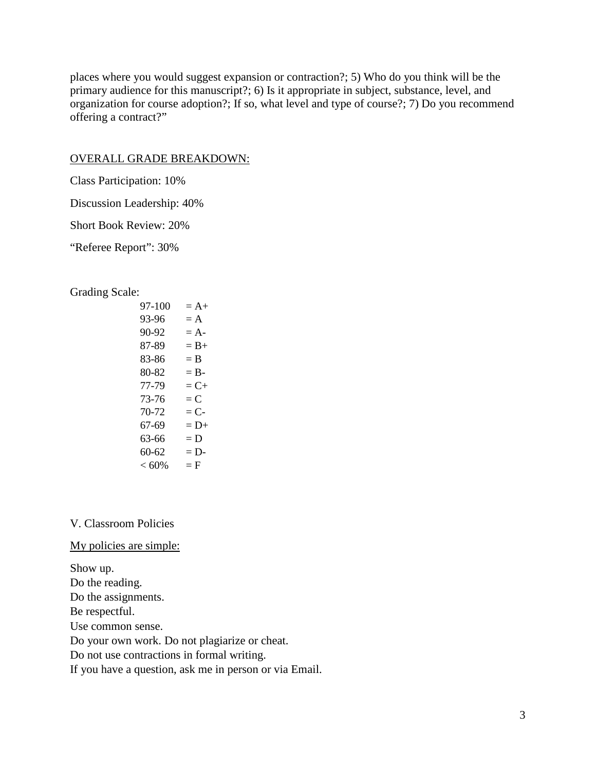places where you would suggest expansion or contraction?; 5) Who do you think will be the primary audience for this manuscript?; 6) Is it appropriate in subject, substance, level, and organization for course adoption?; If so, what level and type of course?; 7) Do you recommend offering a contract?"

<u>OVERALL GRADE BREAKDOWN:</u>

Class Participation: 10%

Discussion Leadership: 40%

Short Book Review: 20%

"Referee Report": 30%

Grading Scale:

| Score | Grade |
| --- | --- |
| 97-100 | = A+ |
| 93-96 | = A |
| 90-92 | = A- |
| 87-89 | = B+ |
| 83-86 | = B |
| 80-82 | = B- |
| 77-79 | = C+ |
| 73-76 | = C |
| 70-72 | = C- |
| 67-69 | = D+ |
| 63-66 | = D |
| 60-62 | = D- |
| < 60% | = F |

## V. Classroom Policies

<u>My policies are simple:</u>

Show up.
Do the reading.
Do the assignments.
Be respectful.
Use common sense.
Do your own work. Do not plagiarize or cheat.
Do not use contractions in formal writing.
If you have a question, ask me in person or via Email.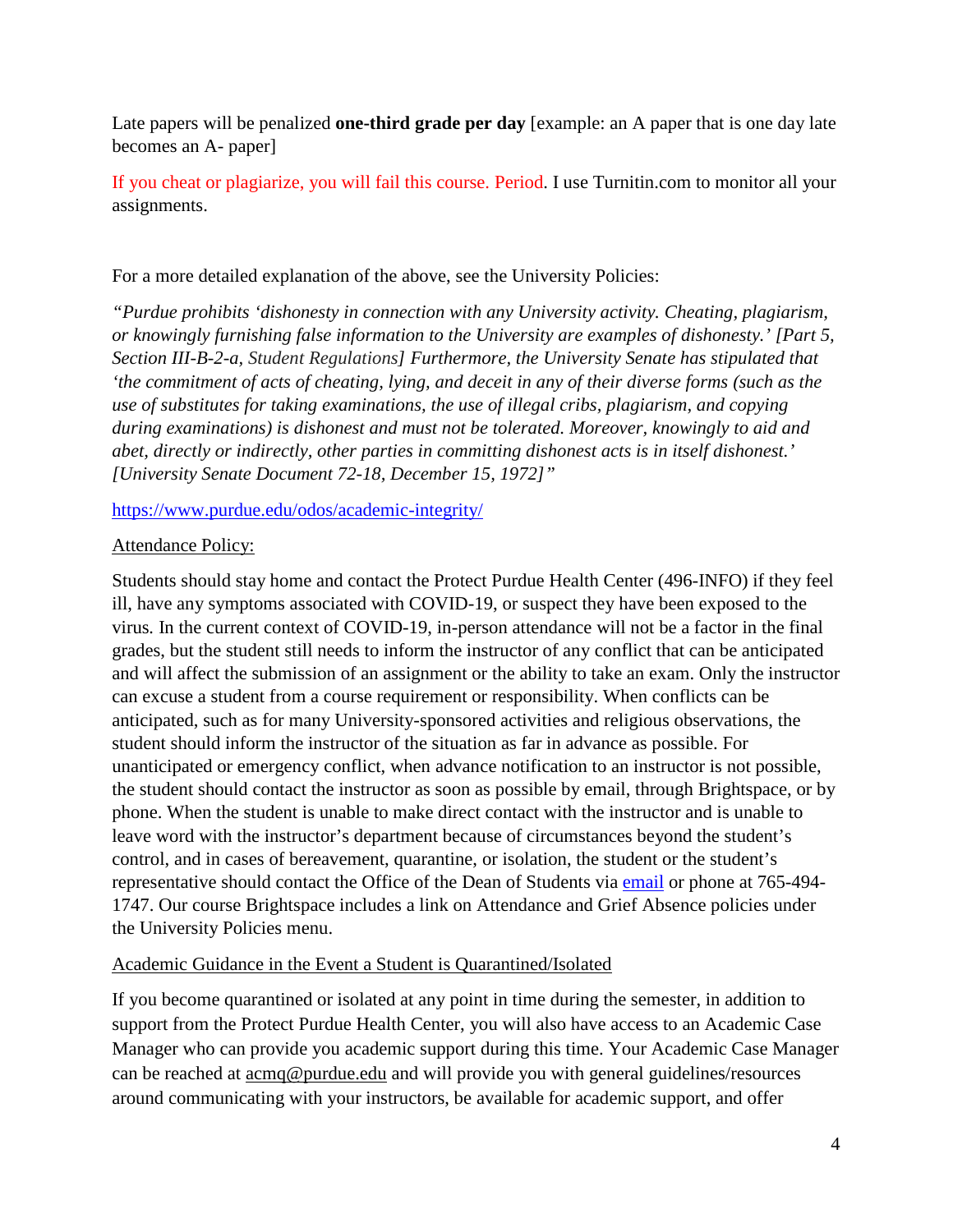Late papers will be penalized **one-third grade per day** [example: an A paper that is one day late becomes an A- paper]

If you cheat or plagiarize, you will fail this course. Period. I use Turnitin.com to monitor all your assignments.

For a more detailed explanation of the above, see the University Policies:

*"Purdue prohibits 'dishonesty in connection with any University activity. Cheating, plagiarism, or knowingly furnishing false information to the University are examples of dishonesty.' [Part 5, Section III-B-2-a,* Student Regulations*] Furthermore, the University Senate has stipulated that 'the commitment of acts of cheating, lying, and deceit in any of their diverse forms (such as the use of substitutes for taking examinations, the use of illegal cribs, plagiarism, and copying during examinations) is dishonest and must not be tolerated. Moreover, knowingly to aid and abet, directly or indirectly, other parties in committing dishonest acts is in itself dishonest.' [University Senate Document 72-18, December 15, 1972]"*

https://www.purdue.edu/odos/academic-integrity/

Attendance Policy:

Students should stay home and contact the Protect Purdue Health Center (496-INFO) if they feel ill, have any symptoms associated with COVID-19, or suspect they have been exposed to the virus. In the current context of COVID-19, in-person attendance will not be a factor in the final grades, but the student still needs to inform the instructor of any conflict that can be anticipated and will affect the submission of an assignment or the ability to take an exam. Only the instructor can excuse a student from a course requirement or responsibility. When conflicts can be anticipated, such as for many University-sponsored activities and religious observations, the student should inform the instructor of the situation as far in advance as possible. For unanticipated or emergency conflict, when advance notification to an instructor is not possible, the student should contact the instructor as soon as possible by email, through Brightspace, or by phone. When the student is unable to make direct contact with the instructor and is unable to leave word with the instructor's department because of circumstances beyond the student's control, and in cases of bereavement, quarantine, or isolation, the student or the student's representative should contact the Office of the Dean of Students via email or phone at 765-494-1747. Our course Brightspace includes a link on Attendance and Grief Absence policies under the University Policies menu.

Academic Guidance in the Event a Student is Quarantined/Isolated

If you become quarantined or isolated at any point in time during the semester, in addition to support from the Protect Purdue Health Center, you will also have access to an Academic Case Manager who can provide you academic support during this time. Your Academic Case Manager can be reached at acmq@purdue.edu and will provide you with general guidelines/resources around communicating with your instructors, be available for academic support, and offer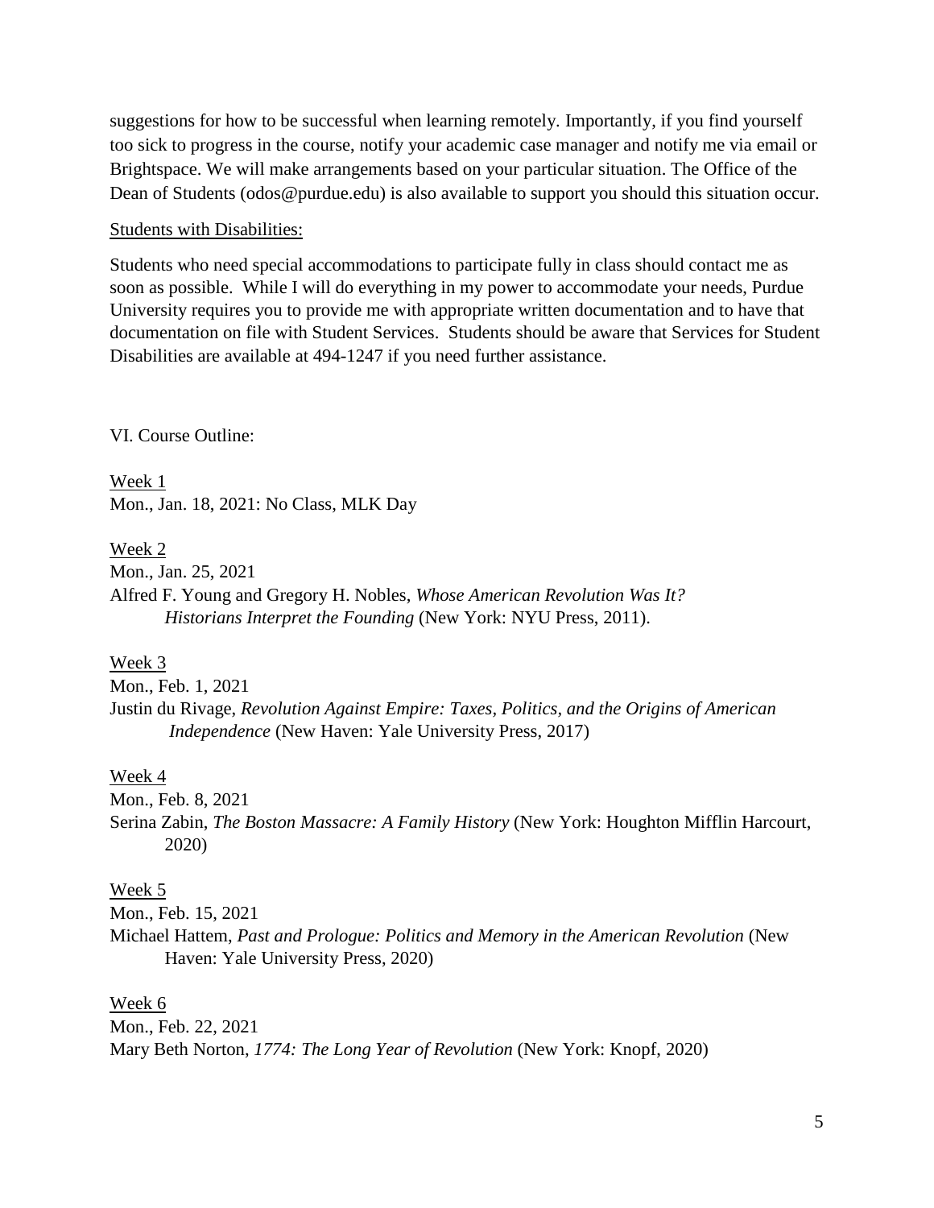suggestions for how to be successful when learning remotely. Importantly, if you find yourself too sick to progress in the course, notify your academic case manager and notify me via email or Brightspace. We will make arrangements based on your particular situation. The Office of the Dean of Students (odos@purdue.edu) is also available to support you should this situation occur.

<u>Students with Disabilities:</u>

Students who need special accommodations to participate fully in class should contact me as soon as possible. While I will do everything in my power to accommodate your needs, Purdue University requires you to provide me with appropriate written documentation and to have that documentation on file with Student Services. Students should be aware that Services for Student Disabilities are available at 494-1247 if you need further assistance.

VI. Course Outline:

<u>Week 1</u>
Mon., Jan. 18, 2021: No Class, MLK Day

<u>Week 2</u>
Mon., Jan. 25, 2021
Alfred F. Young and Gregory H. Nobles, *Whose American Revolution Was It? Historians Interpret the Founding* (New York: NYU Press, 2011).

<u>Week 3</u>
Mon., Feb. 1, 2021
Justin du Rivage, *Revolution Against Empire: Taxes, Politics, and the Origins of American Independence* (New Haven: Yale University Press, 2017)

<u>Week 4</u>
Mon., Feb. 8, 2021
Serina Zabin, *The Boston Massacre: A Family History* (New York: Houghton Mifflin Harcourt, 2020)

<u>Week 5</u>
Mon., Feb. 15, 2021
Michael Hattem, *Past and Prologue: Politics and Memory in the American Revolution* (New Haven: Yale University Press, 2020)

<u>Week 6</u>
Mon., Feb. 22, 2021
Mary Beth Norton, *1774: The Long Year of Revolution* (New York: Knopf, 2020)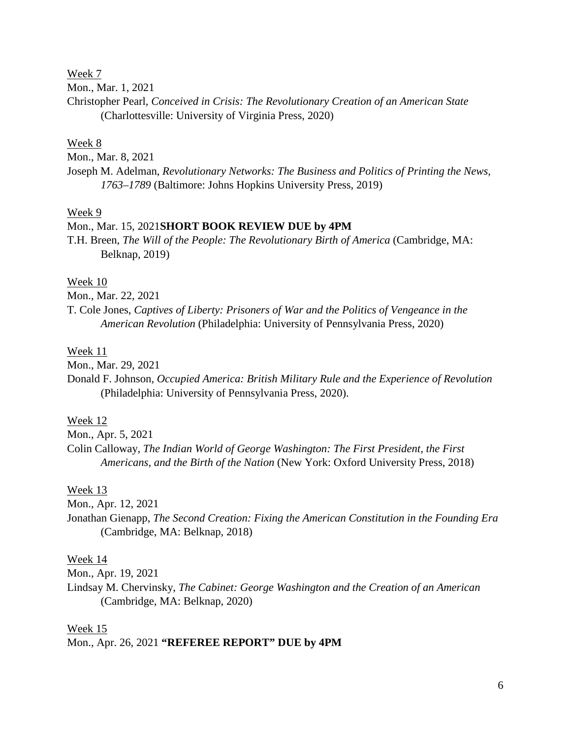Week 7

Mon., Mar. 1, 2021

Christopher Pearl, *Conceived in Crisis: The Revolutionary Creation of an American State* (Charlottesville: University of Virginia Press, 2020)

Week 8

Mon., Mar. 8, 2021

Joseph M. Adelman, *Revolutionary Networks: The Business and Politics of Printing the News, 1763–1789* (Baltimore: Johns Hopkins University Press, 2019)

Week 9

Mon., Mar. 15, 2021**SHORT BOOK REVIEW DUE by 4PM**

T.H. Breen, *The Will of the People: The Revolutionary Birth of America* (Cambridge, MA: Belknap, 2019)

Week 10

Mon., Mar. 22, 2021

T. Cole Jones, *Captives of Liberty: Prisoners of War and the Politics of Vengeance in the American Revolution* (Philadelphia: University of Pennsylvania Press, 2020)

Week 11

Mon., Mar. 29, 2021

Donald F. Johnson, *Occupied America: British Military Rule and the Experience of Revolution* (Philadelphia: University of Pennsylvania Press, 2020).

Week 12

Mon., Apr. 5, 2021

Colin Calloway, *The Indian World of George Washington: The First President, the First Americans, and the Birth of the Nation* (New York: Oxford University Press, 2018)

Week 13

Mon., Apr. 12, 2021

Jonathan Gienapp, *The Second Creation: Fixing the American Constitution in the Founding Era* (Cambridge, MA: Belknap, 2018)

Week 14

Mon., Apr. 19, 2021

Lindsay M. Chervinsky, *The Cabinet: George Washington and the Creation of an American* (Cambridge, MA: Belknap, 2020)

Week 15

Mon., Apr. 26, 2021 **"REFEREE REPORT" DUE by 4PM**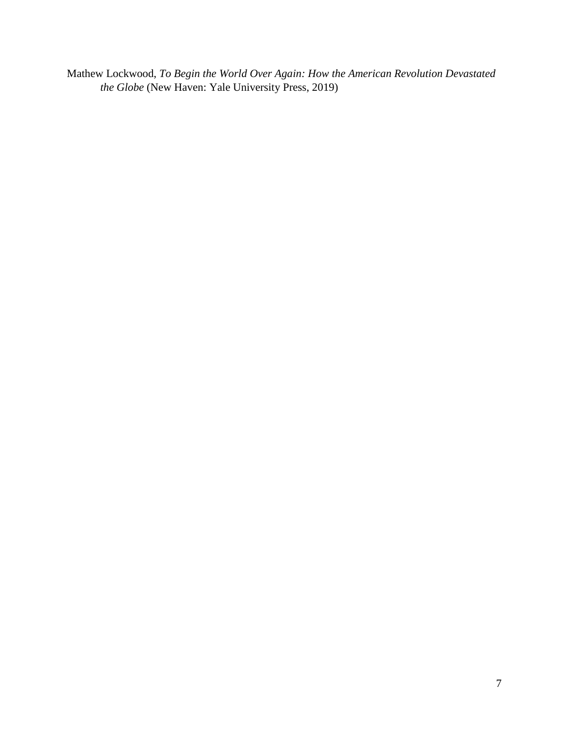Mathew Lockwood, *To Begin the World Over Again: How the American Revolution Devastated the Globe* (New Haven: Yale University Press, 2019)